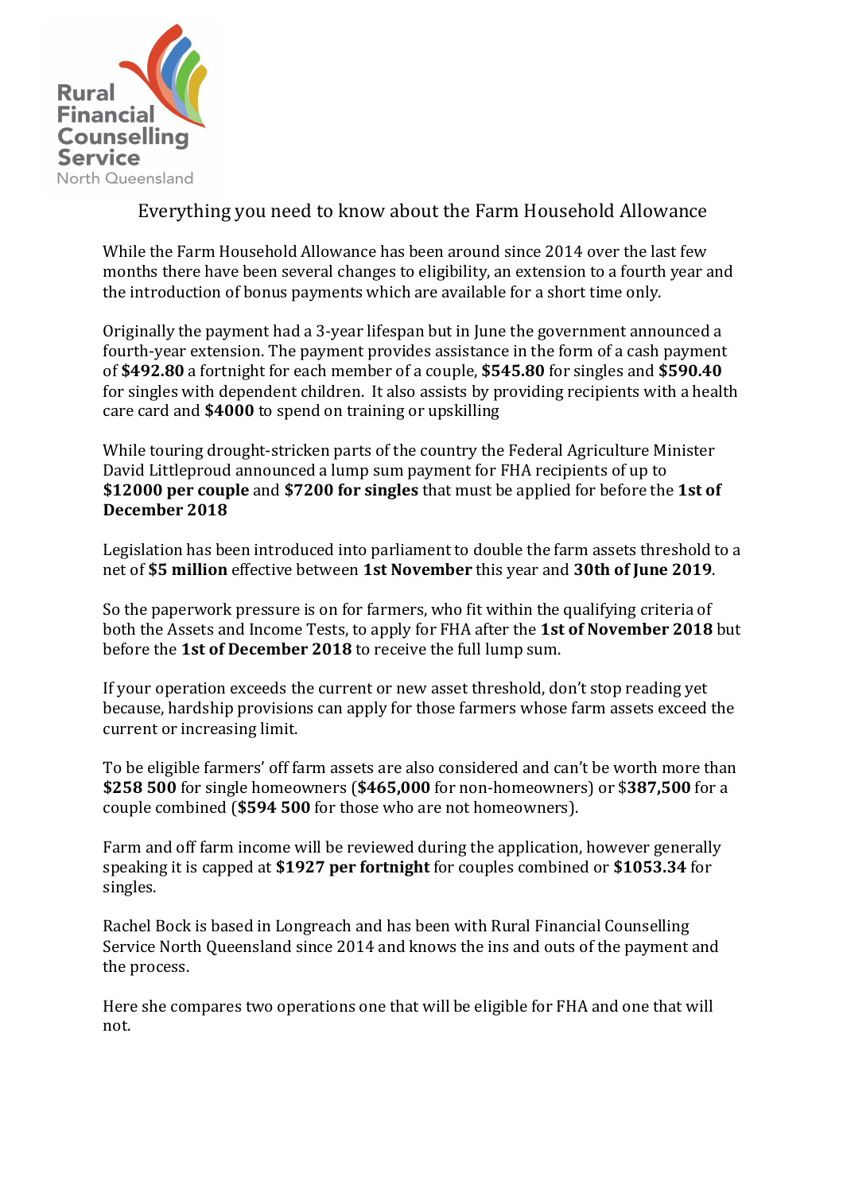Rural Financial Counselling Service
North Queensland

# Everything you need to know about the Farm Household Allowance

While the Farm Household Allowance has been around since 2014 over the last few months there have been several changes to eligibility, an extension to a fourth year and the introduction of bonus payments which are available for a short time only.

Originally the payment had a 3-year lifespan but in June the government announced a fourth-year extension. The payment provides assistance in the form of a cash payment of **$492.80** a fortnight for each member of a couple, **$545.80** for singles and **$590.40** for singles with dependent children. It also assists by providing recipients with a health care card and **$4000** to spend on training or upskilling

While touring drought-stricken parts of the country the Federal Agriculture Minister David Littleproud announced a lump sum payment for FHA recipients of up to **$12000 per couple** and **$7200 for singles** that must be applied for before the **1st of December 2018**

Legislation has been introduced into parliament to double the farm assets threshold to a net of **$5 million** effective between **1st November** this year and **30th of June 2019**.

So the paperwork pressure is on for farmers, who fit within the qualifying criteria of both the Assets and Income Tests, to apply for FHA after the **1st of November 2018** but before the **1st of December 2018** to receive the full lump sum.

If your operation exceeds the current or new asset threshold, don't stop reading yet because, hardship provisions can apply for those farmers whose farm assets exceed the current or increasing limit.

To be eligible farmers' off farm assets are also considered and can't be worth more than **$258 500** for single homeowners (**$465,000** for non-homeowners) or $**387,500** for a couple combined (**$594 500** for those who are not homeowners).

Farm and off farm income will be reviewed during the application, however generally speaking it is capped at **$1927 per fortnight** for couples combined or **$1053.34** for singles.

Rachel Bock is based in Longreach and has been with Rural Financial Counselling Service North Queensland since 2014 and knows the ins and outs of the payment and the process.

Here she compares two operations one that will be eligible for FHA and one that will not.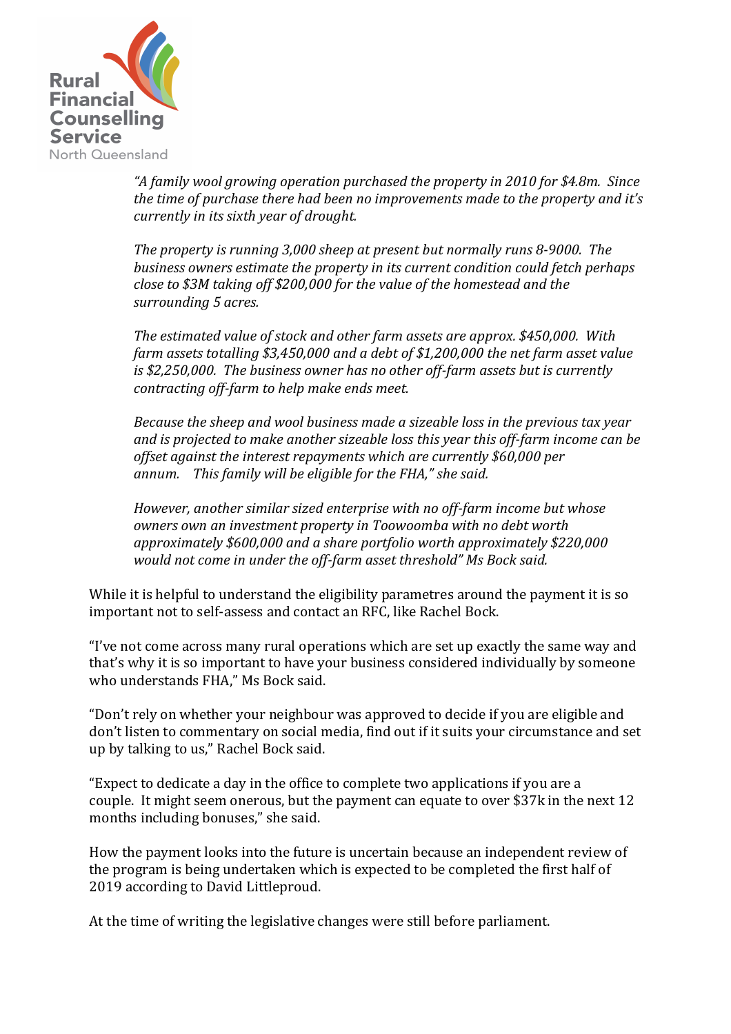*"A family wool growing operation purchased the property in 2010 for $4.8m. Since the time of purchase there had been no improvements made to the property and it's currently in its sixth year of drought.*

*The property is running 3,000 sheep at present but normally runs 8-9000. The business owners estimate the property in its current condition could fetch perhaps close to $3M taking off $200,000 for the value of the homestead and the surrounding 5 acres.*

*The estimated value of stock and other farm assets are approx. $450,000. With farm assets totalling $3,450,000 and a debt of $1,200,000 the net farm asset value is $2,250,000. The business owner has no other off-farm assets but is currently contracting off-farm to help make ends meet.*

*Because the sheep and wool business made a sizeable loss in the previous tax year and is projected to make another sizeable loss this year this off-farm income can be offset against the interest repayments which are currently $60,000 per annum. This family will be eligible for the FHA," she said.*

*However, another similar sized enterprise with no off-farm income but whose owners own an investment property in Toowoomba with no debt worth approximately $600,000 and a share portfolio worth approximately $220,000 would not come in under the off-farm asset threshold" Ms Bock said.*

While it is helpful to understand the eligibility parametres around the payment it is so important not to self-assess and contact an RFC, like Rachel Bock.

"I've not come across many rural operations which are set up exactly the same way and that's why it is so important to have your business considered individually by someone who understands FHA," Ms Bock said.

"Don't rely on whether your neighbour was approved to decide if you are eligible and don't listen to commentary on social media, find out if it suits your circumstance and set up by talking to us," Rachel Bock said.

"Expect to dedicate a day in the office to complete two applications if you are a couple. It might seem onerous, but the payment can equate to over $37k in the next 12 months including bonuses," she said.

How the payment looks into the future is uncertain because an independent review of the program is being undertaken which is expected to be completed the first half of 2019 according to David Littleproud.

At the time of writing the legislative changes were still before parliament.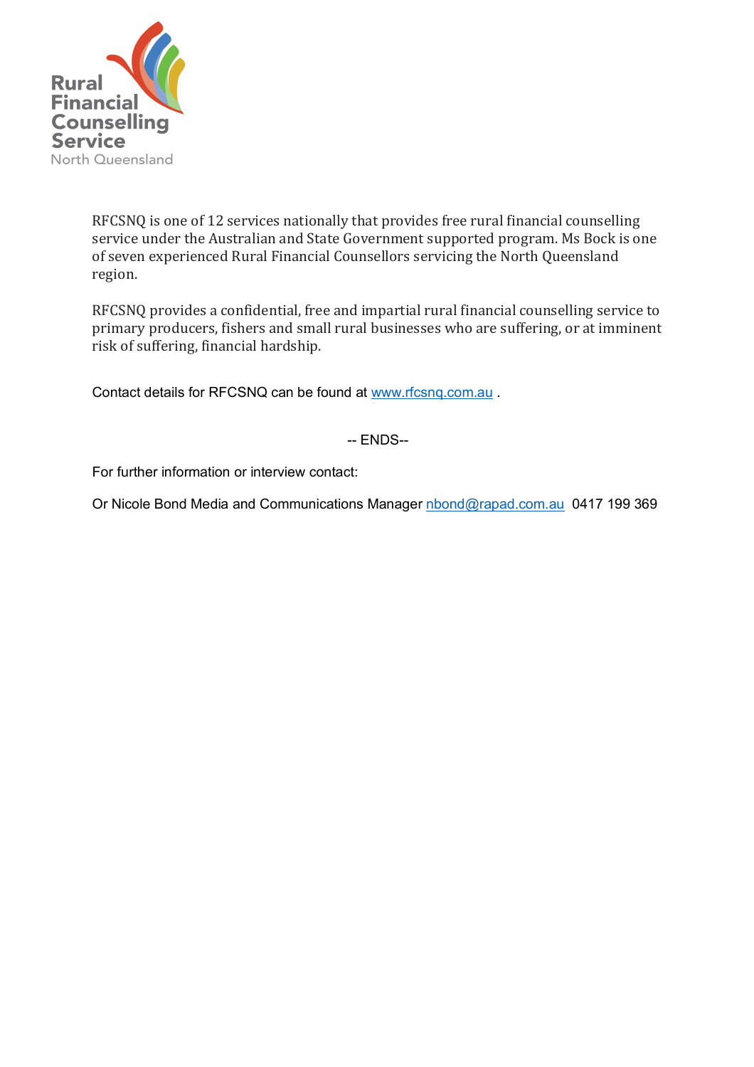Rural Financial Counselling Service North Queensland

RFCSNQ is one of 12 services nationally that provides free rural financial counselling service under the Australian and State Government supported program. Ms Bock is one of seven experienced Rural Financial Counsellors servicing the North Queensland region.

RFCSNQ provides a confidential, free and impartial rural financial counselling service to primary producers, fishers and small rural businesses who are suffering, or at imminent risk of suffering, financial hardship.

Contact details for RFCSNQ can be found at www.rfcsnq.com.au .

-- ENDS--

For further information or interview contact:

Or Nicole Bond Media and Communications Manager nbond@rapad.com.au 0417 199 369